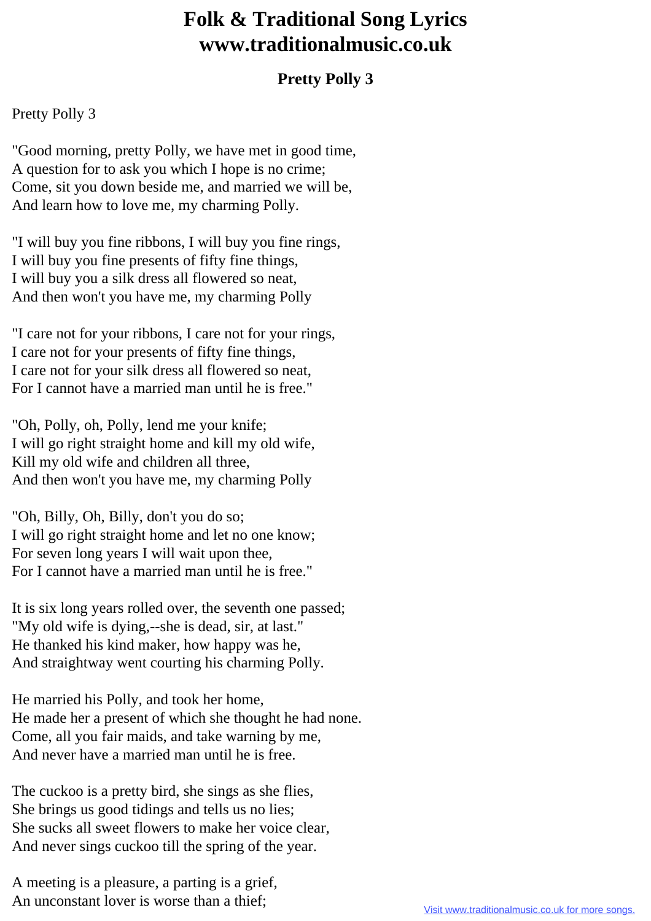# Folk & Traditional Song Lyrics
# www.traditionalmusic.co.uk

### Pretty Polly 3

Pretty Polly 3

"Good morning, pretty Polly, we have met in good time,
A question for to ask you which I hope is no crime;
Come, sit you down beside me, and married we will be,
And learn how to love me, my charming Polly.

"I will buy you fine ribbons, I will buy you fine rings,
I will buy you fine presents of fifty fine things,
I will buy you a silk dress all flowered so neat,
And then won't you have me, my charming Polly

"I care not for your ribbons, I care not for your rings,
I care not for your presents of fifty fine things,
I care not for your silk dress all flowered so neat,
For I cannot have a married man until he is free."

"Oh, Polly, oh, Polly, lend me your knife;
I will go right straight home and kill my old wife,
Kill my old wife and children all three,
And then won't you have me, my charming Polly

"Oh, Billy, Oh, Billy, don't you do so;
I will go right straight home and let no one know;
For seven long years I will wait upon thee,
For I cannot have a married man until he is free."

It is six long years rolled over, the seventh one passed;
"My old wife is dying,--she is dead, sir, at last."
He thanked his kind maker, how happy was he,
And straightway went courting his charming Polly.

He married his Polly, and took her home,
He made her a present of which she thought he had none.
Come, all you fair maids, and take warning by me,
And never have a married man until he is free.

The cuckoo is a pretty bird, she sings as she flies,
She brings us good tidings and tells us no lies;
She sucks all sweet flowers to make her voice clear,
And never sings cuckoo till the spring of the year.

A meeting is a pleasure, a parting is a grief,
An unconstant lover is worse than a thief;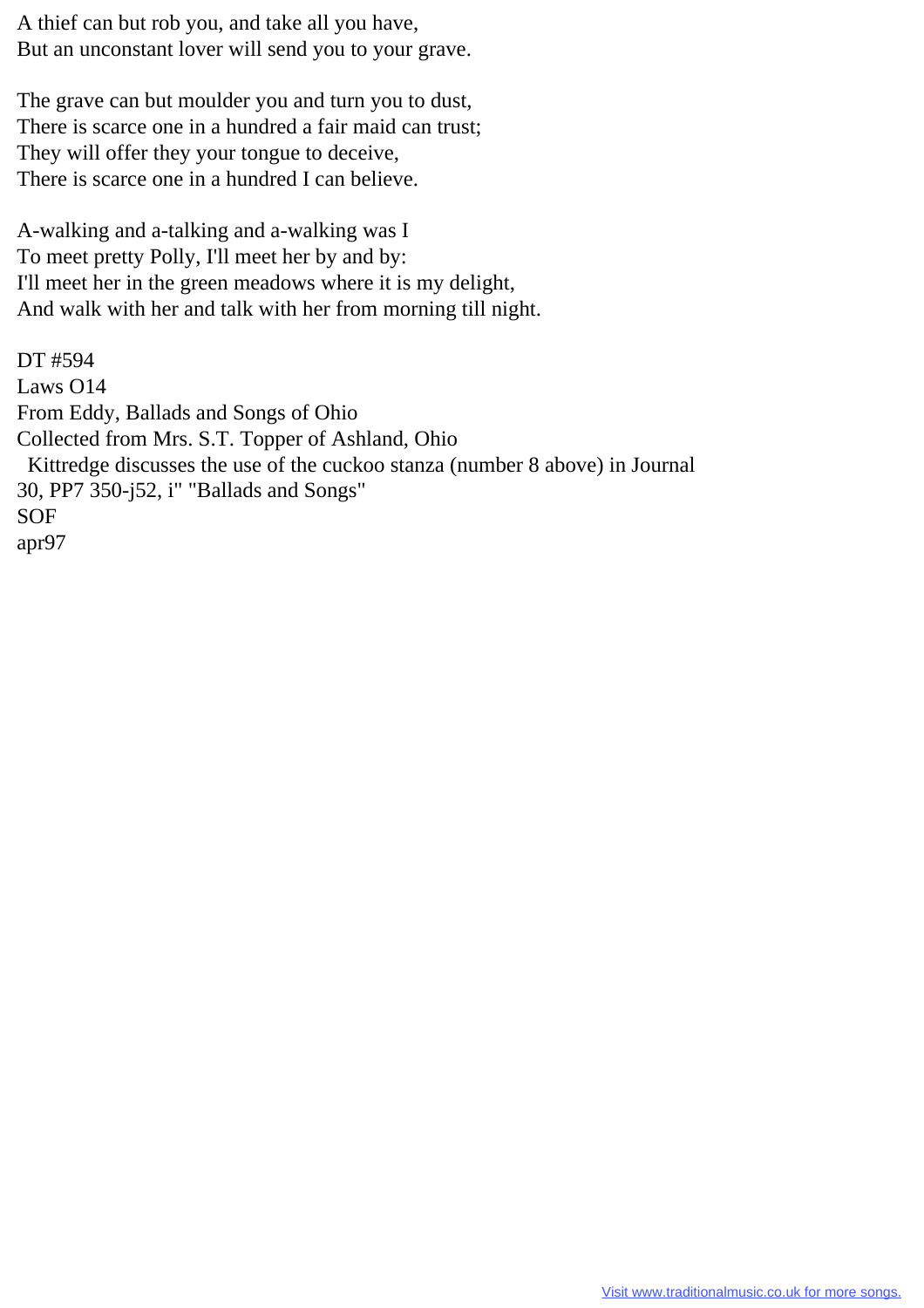A thief can but rob you, and take all you have,
But an unconstant lover will send you to your grave.

The grave can but moulder you and turn you to dust,
There is scarce one in a hundred a fair maid can trust;
They will offer they your tongue to deceive,
There is scarce one in a hundred I can believe.

A-walking and a-talking and a-walking was I
To meet pretty Polly, I'll meet her by and by:
I'll meet her in the green meadows where it is my delight,
And walk with her and talk with her from morning till night.

DT #594
Laws O14
From Eddy, Ballads and Songs of Ohio
Collected from Mrs. S.T. Topper of Ashland, Ohio
Kittredge discusses the use of the cuckoo stanza (number 8 above) in Journal 30, PP7 350-j52, i" "Ballads and Songs"
SOF
apr97